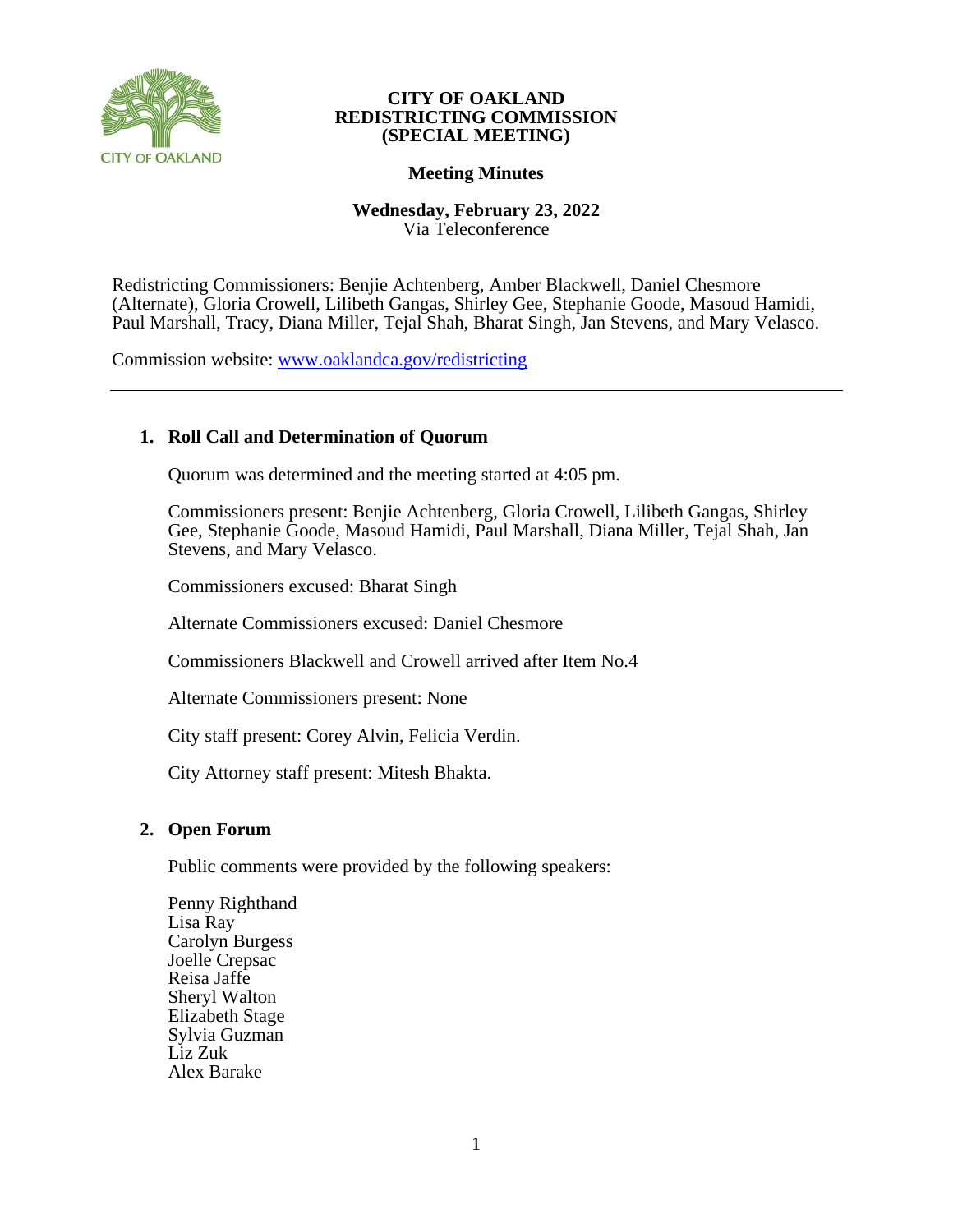**CITY OF OAKLAND**
**REDISTRICTING COMMISSION**
**(SPECIAL MEETING)**

CITY OF OAKLAND

**Meeting Minutes**

**Wednesday, February 23, 2022**
Via Teleconference

Redistricting Commissioners: Benjie Achtenberg, Amber Blackwell, Daniel Chesmore (Alternate), Gloria Crowell, Lilibeth Gangas, Shirley Gee, Stephanie Goode, Masoud Hamidi, Paul Marshall, Tracy, Diana Miller, Tejal Shah, Bharat Singh, Jan Stevens, and Mary Velasco.

Commission website: [www.oaklandca.gov/redistricting](www.oaklandca.gov/redistricting)

---

1. **Roll Call and Determination of Quorum**

   Quorum was determined and the meeting started at 4:05 pm.

   Commissioners present: Benjie Achtenberg, Gloria Crowell, Lilibeth Gangas, Shirley Gee, Stephanie Goode, Masoud Hamidi, Paul Marshall, Diana Miller, Tejal Shah, Jan Stevens, and Mary Velasco.

   Commissioners excused: Bharat Singh

   Alternate Commissioners excused: Daniel Chesmore

   Commissioners Blackwell and Crowell arrived after Item No.4

   Alternate Commissioners present: None

   City staff present: Corey Alvin, Felicia Verdin.

   City Attorney staff present: Mitesh Bhakta.

2. **Open Forum**

   Public comments were provided by the following speakers:

   Penny Righthand
   Lisa Ray
   Carolyn Burgess
   Joelle Crepsac
   Reisa Jaffe
   Sheryl Walton
   Elizabeth Stage
   Sylvia Guzman
   Liz Zuk
   Alex Barake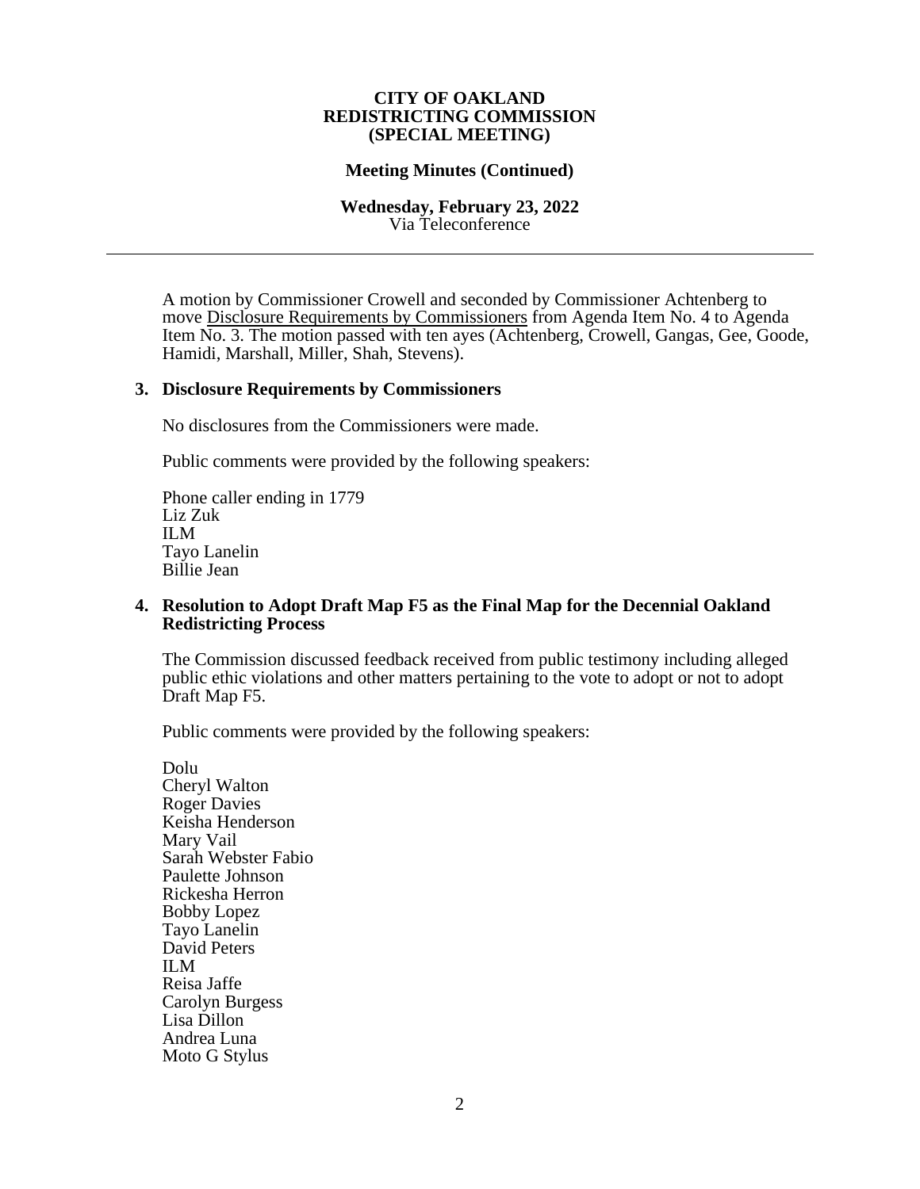**CITY OF OAKLAND**
**REDISTRICTING COMMISSION**
**(SPECIAL MEETING)**

**Meeting Minutes (Continued)**

**Wednesday, February 23, 2022**
Via Teleconference

---

A motion by Commissioner Crowell and seconded by Commissioner Achtenberg to move Disclosure Requirements by Commissioners from Agenda Item No. 4 to Agenda Item No. 3. The motion passed with ten ayes (Achtenberg, Crowell, Gangas, Gee, Goode, Hamidi, Marshall, Miller, Shah, Stevens).

## 3. Disclosure Requirements by Commissioners

No disclosures from the Commissioners were made.

Public comments were provided by the following speakers:

Phone caller ending in 1779
Liz Zuk
ILM
Tayo Lanelin
Billie Jean

## 4. Resolution to Adopt Draft Map F5 as the Final Map for the Decennial Oakland Redistricting Process

The Commission discussed feedback received from public testimony including alleged public ethic violations and other matters pertaining to the vote to adopt or not to adopt Draft Map F5.

Public comments were provided by the following speakers:

Dolu
Cheryl Walton
Roger Davies
Keisha Henderson
Mary Vail
Sarah Webster Fabio
Paulette Johnson
Rickesha Herron
Bobby Lopez
Tayo Lanelin
David Peters
ILM
Reisa Jaffe
Carolyn Burgess
Lisa Dillon
Andrea Luna
Moto G Stylus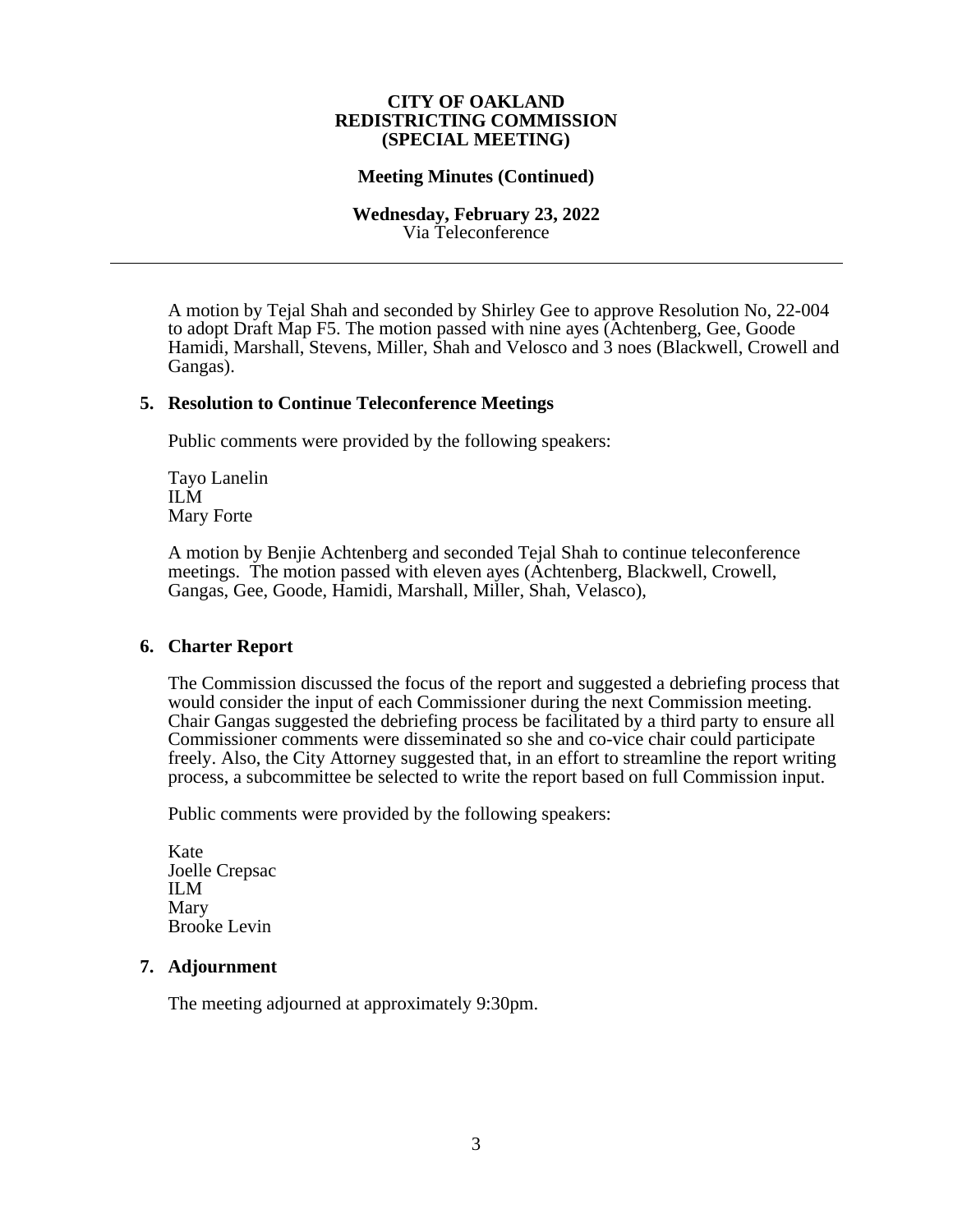**CITY OF OAKLAND**
**REDISTRICTING COMMISSION**
**(SPECIAL MEETING)**

**Meeting Minutes (Continued)**

**Wednesday, February 23, 2022**
Via Teleconference

---

A motion by Tejal Shah and seconded by Shirley Gee to approve Resolution No, 22-004 to adopt Draft Map F5. The motion passed with nine ayes (Achtenberg, Gee, Goode Hamidi, Marshall, Stevens, Miller, Shah and Velosco and 3 noes (Blackwell, Crowell and Gangas).

## 5. Resolution to Continue Teleconference Meetings

Public comments were provided by the following speakers:

Tayo Lanelin
ILM
Mary Forte

A motion by Benjie Achtenberg and seconded Tejal Shah to continue teleconference meetings. The motion passed with eleven ayes (Achtenberg, Blackwell, Crowell, Gangas, Gee, Goode, Hamidi, Marshall, Miller, Shah, Velasco),

## 6. Charter Report

The Commission discussed the focus of the report and suggested a debriefing process that would consider the input of each Commissioner during the next Commission meeting. Chair Gangas suggested the debriefing process be facilitated by a third party to ensure all Commissioner comments were disseminated so she and co-vice chair could participate freely. Also, the City Attorney suggested that, in an effort to streamline the report writing process, a subcommittee be selected to write the report based on full Commission input.

Public comments were provided by the following speakers:

Kate
Joelle Crepsac
ILM
Mary
Brooke Levin

## 7. Adjournment

The meeting adjourned at approximately 9:30pm.